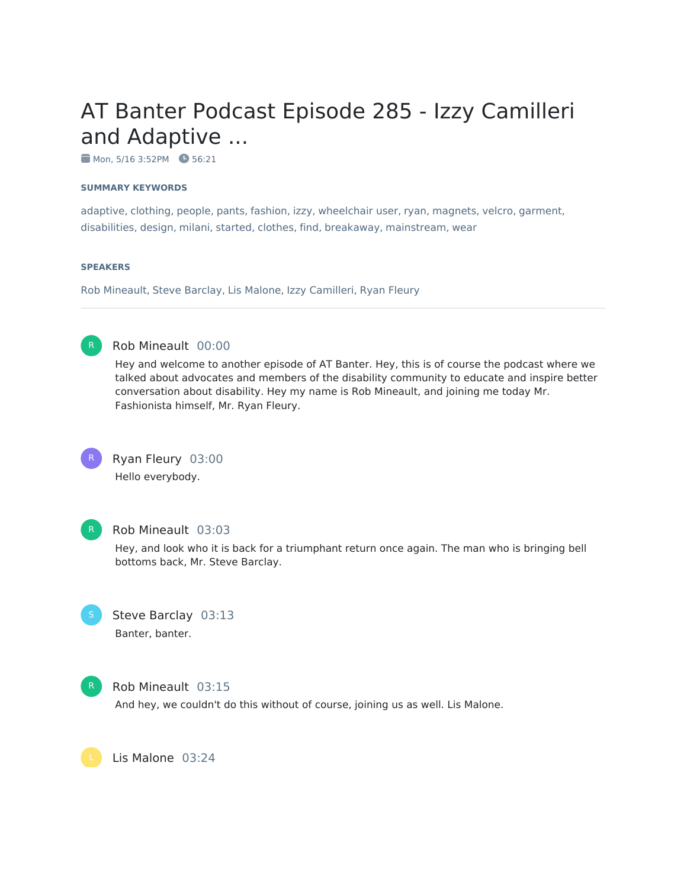# AT Banter Podcast Episode 285 - Izzy Camilleri and Adaptive ...

Mon, 5/16 3:52PM 56:21

### SUMMARY KEYWORDS

adaptive, clothing, people, pants, fashion, izzy, wheelchair user, ryan, magnets, velcro, garment, disabilities, design, milani, started, clothes, find, breakaway, mainstream, wear

### SPEAKERS

Rob Mineault, Steve Barclay, Lis Malone, Izzy Camilleri, Ryan Fleury

---

**Rob Mineault** 00:00

Hey and welcome to another episode of AT Banter. Hey, this is of course the podcast where we talked about advocates and members of the disability community to educate and inspire better conversation about disability. Hey my name is Rob Mineault, and joining me today Mr. Fashionista himself, Mr. Ryan Fleury.

**Ryan Fleury** 03:00

Hello everybody.

**Rob Mineault** 03:03

Hey, and look who it is back for a triumphant return once again. The man who is bringing bell bottoms back, Mr. Steve Barclay.

**Steve Barclay** 03:13

Banter, banter.

**Rob Mineault** 03:15

And hey, we couldn't do this without of course, joining us as well. Lis Malone.

**Lis Malone** 03:24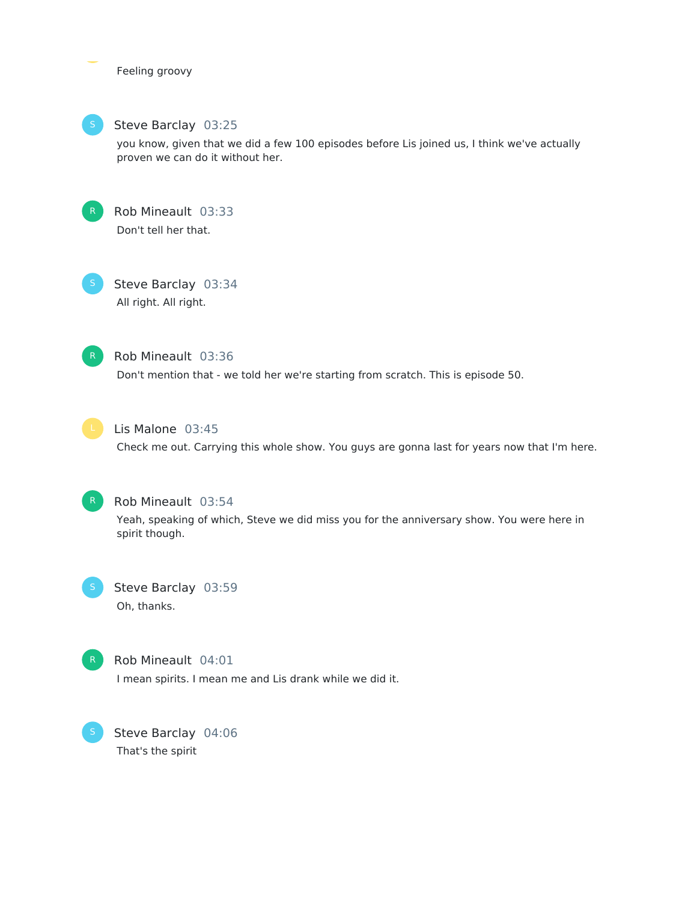Feeling groovy

**Steve Barclay** 03:25

you know, given that we did a few 100 episodes before Lis joined us, I think we've actually proven we can do it without her.

**Rob Mineault** 03:33

Don't tell her that.

**Steve Barclay** 03:34

All right. All right.

**Rob Mineault** 03:36

Don't mention that - we told her we're starting from scratch. This is episode 50.

**Lis Malone** 03:45

Check me out. Carrying this whole show. You guys are gonna last for years now that I'm here.

**Rob Mineault** 03:54

Yeah, speaking of which, Steve we did miss you for the anniversary show. You were here in spirit though.

**Steve Barclay** 03:59

Oh, thanks.

**Rob Mineault** 04:01

I mean spirits. I mean me and Lis drank while we did it.

**Steve Barclay** 04:06

That's the spirit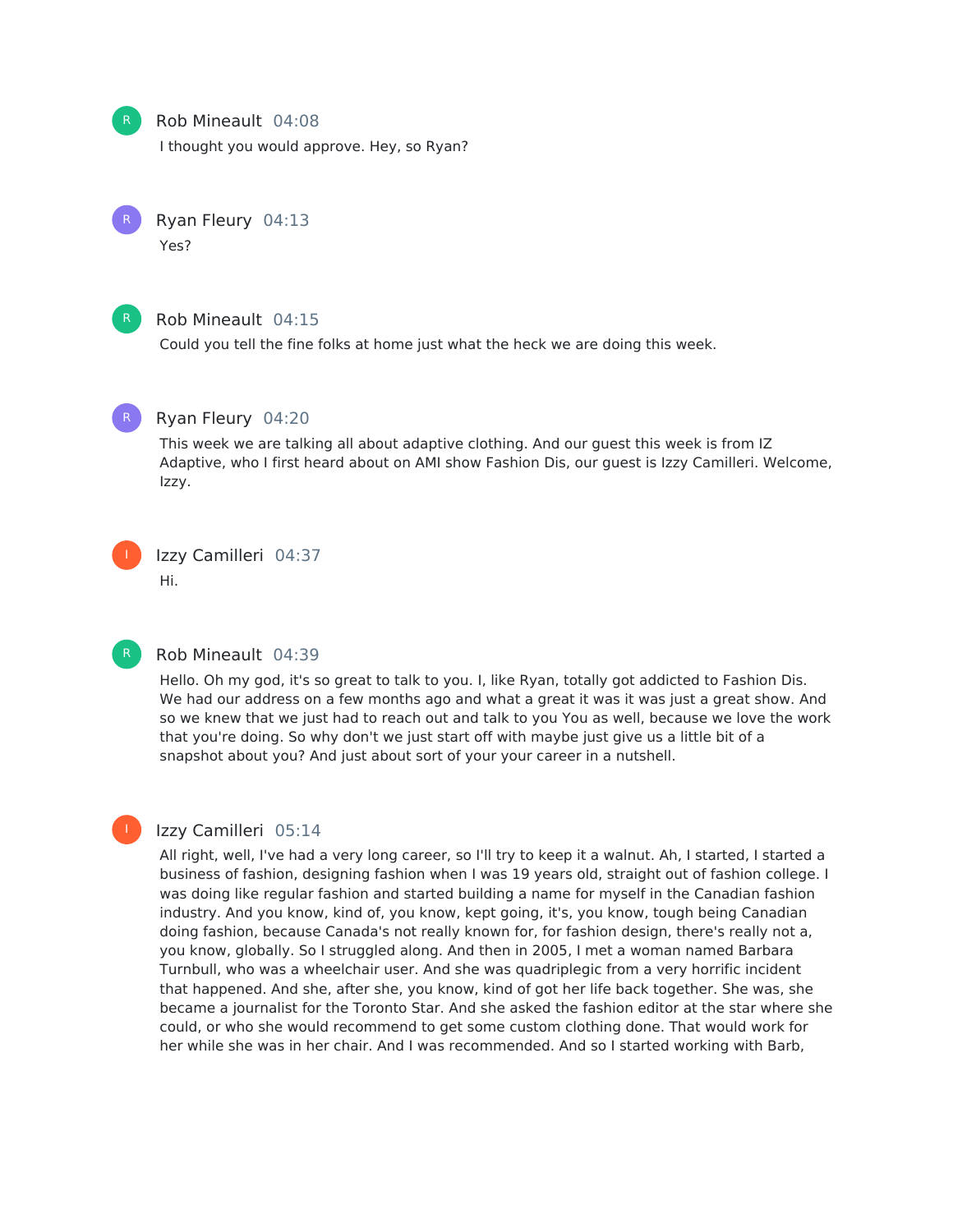Rob Mineault 04:08

I thought you would approve. Hey, so Ryan?

Ryan Fleury 04:13

Yes?

Rob Mineault 04:15

Could you tell the fine folks at home just what the heck we are doing this week.

Ryan Fleury 04:20

This week we are talking all about adaptive clothing. And our guest this week is from IZ Adaptive, who I first heard about on AMI show Fashion Dis, our guest is Izzy Camilleri. Welcome, Izzy.

Izzy Camilleri 04:37

Hi.

Rob Mineault 04:39

Hello. Oh my god, it's so great to talk to you. I, like Ryan, totally got addicted to Fashion Dis. We had our address on a few months ago and what a great it was it was just a great show. And so we knew that we just had to reach out and talk to you You as well, because we love the work that you're doing. So why don't we just start off with maybe just give us a little bit of a snapshot about you? And just about sort of your your career in a nutshell.

Izzy Camilleri 05:14

All right, well, I've had a very long career, so I'll try to keep it a walnut. Ah, I started, I started a business of fashion, designing fashion when I was 19 years old, straight out of fashion college. I was doing like regular fashion and started building a name for myself in the Canadian fashion industry. And you know, kind of, you know, kept going, it's, you know, tough being Canadian doing fashion, because Canada's not really known for, for fashion design, there's really not a, you know, globally. So I struggled along. And then in 2005, I met a woman named Barbara Turnbull, who was a wheelchair user. And she was quadriplegic from a very horrific incident that happened. And she, after she, you know, kind of got her life back together. She was, she became a journalist for the Toronto Star. And she asked the fashion editor at the star where she could, or who she would recommend to get some custom clothing done. That would work for her while she was in her chair. And I was recommended. And so I started working with Barb,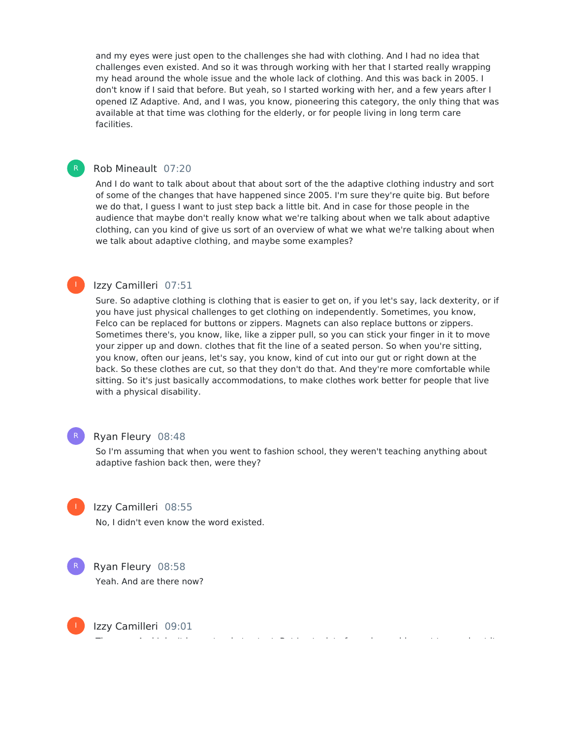and my eyes were just open to the challenges she had with clothing. And I had no idea that challenges even existed. And so it was through working with her that I started really wrapping my head around the whole issue and the whole lack of clothing. And this was back in 2005. I don't know if I said that before. But yeah, so I started working with her, and a few years after I opened IZ Adaptive. And, and I was, you know, pioneering this category, the only thing that was available at that time was clothing for the elderly, or for people living in long term care facilities.

**Rob Mineault** 07:20

And I do want to talk about about that about sort of the the adaptive clothing industry and sort of some of the changes that have happened since 2005. I'm sure they're quite big. But before we do that, I guess I want to just step back a little bit. And in case for those people in the audience that maybe don't really know what we're talking about when we talk about adaptive clothing, can you kind of give us sort of an overview of what we what we're talking about when we talk about adaptive clothing, and maybe some examples?

**Izzy Camilleri** 07:51

Sure. So adaptive clothing is clothing that is easier to get on, if you let's say, lack dexterity, or if you have just physical challenges to get clothing on independently. Sometimes, you know, Felco can be replaced for buttons or zippers. Magnets can also replace buttons or zippers. Sometimes there's, you know, like, like a zipper pull, so you can stick your finger in it to move your zipper up and down. clothes that fit the line of a seated person. So when you're sitting, you know, often our jeans, let's say, you know, kind of cut into our gut or right down at the back. So these clothes are cut, so that they don't do that. And they're more comfortable while sitting. So it's just basically accommodations, to make clothes work better for people that live with a physical disability.

**Ryan Fleury** 08:48

So I'm assuming that when you went to fashion school, they weren't teaching anything about adaptive fashion back then, were they?

**Izzy Camilleri** 08:55

No, I didn't even know the word existed.

**Ryan Fleury** 08:58

Yeah. And are there now?

**Izzy Camilleri** 09:01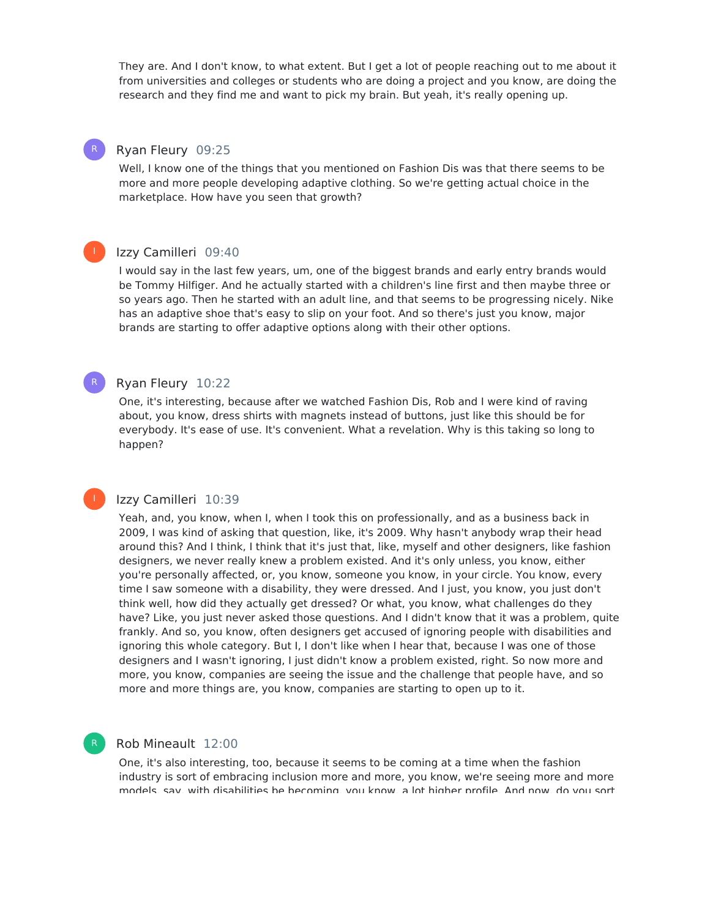They are. And I don't know, to what extent. But I get a lot of people reaching out to me about it from universities and colleges or students who are doing a project and you know, are doing the research and they find me and want to pick my brain. But yeah, it's really opening up.

R **Ryan Fleury** 09:25

Well, I know one of the things that you mentioned on Fashion Dis was that there seems to be more and more people developing adaptive clothing. So we're getting actual choice in the marketplace. How have you seen that growth?

I **Izzy Camilleri** 09:40

I would say in the last few years, um, one of the biggest brands and early entry brands would be Tommy Hilfiger. And he actually started with a children's line first and then maybe three or so years ago. Then he started with an adult line, and that seems to be progressing nicely. Nike has an adaptive shoe that's easy to slip on your foot. And so there's just you know, major brands are starting to offer adaptive options along with their other options.

R **Ryan Fleury** 10:22

One, it's interesting, because after we watched Fashion Dis, Rob and I were kind of raving about, you know, dress shirts with magnets instead of buttons, just like this should be for everybody. It's ease of use. It's convenient. What a revelation. Why is this taking so long to happen?

I **Izzy Camilleri** 10:39

Yeah, and, you know, when I, when I took this on professionally, and as a business back in 2009, I was kind of asking that question, like, it's 2009. Why hasn't anybody wrap their head around this? And I think, I think that it's just that, like, myself and other designers, like fashion designers, we never really knew a problem existed. And it's only unless, you know, either you're personally affected, or, you know, someone you know, in your circle. You know, every time I saw someone with a disability, they were dressed. And I just, you know, you just don't think well, how did they actually get dressed? Or what, you know, what challenges do they have? Like, you just never asked those questions. And I didn't know that it was a problem, quite frankly. And so, you know, often designers get accused of ignoring people with disabilities and ignoring this whole category. But I, I don't like when I hear that, because I was one of those designers and I wasn't ignoring, I just didn't know a problem existed, right. So now more and more, you know, companies are seeing the issue and the challenge that people have, and so more and more things are, you know, companies are starting to open up to it.

R **Rob Mineault** 12:00

One, it's also interesting, too, because it seems to be coming at a time when the fashion industry is sort of embracing inclusion more and more, you know, we're seeing more and more models, say, with disabilities be becoming, you know, a lot higher profile. And now, do you sort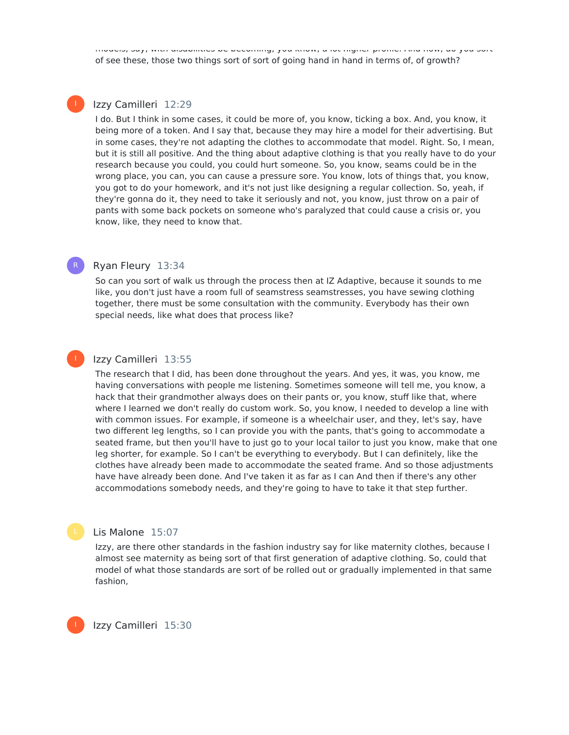models, say, with disabilities be becoming, you know, a lot higher profile. And how, do you sort of see these, those two things sort of sort of going hand in hand in terms of, of growth?

**Izzy Camilleri** 12:29

I do. But I think in some cases, it could be more of, you know, ticking a box. And, you know, it being more of a token. And I say that, because they may hire a model for their advertising. But in some cases, they're not adapting the clothes to accommodate that model. Right. So, I mean, but it is still all positive. And the thing about adaptive clothing is that you really have to do your research because you could, you could hurt someone. So, you know, seams could be in the wrong place, you can, you can cause a pressure sore. You know, lots of things that, you know, you got to do your homework, and it's not just like designing a regular collection. So, yeah, if they're gonna do it, they need to take it seriously and not, you know, just throw on a pair of pants with some back pockets on someone who's paralyzed that could cause a crisis or, you know, like, they need to know that.

**Ryan Fleury** 13:34

So can you sort of walk us through the process then at IZ Adaptive, because it sounds to me like, you don't just have a room full of seamstress seamstresses, you have sewing clothing together, there must be some consultation with the community. Everybody has their own special needs, like what does that process like?

**Izzy Camilleri** 13:55

The research that I did, has been done throughout the years. And yes, it was, you know, me having conversations with people me listening. Sometimes someone will tell me, you know, a hack that their grandmother always does on their pants or, you know, stuff like that, where where I learned we don't really do custom work. So, you know, I needed to develop a line with with common issues. For example, if someone is a wheelchair user, and they, let's say, have two different leg lengths, so I can provide you with the pants, that's going to accommodate a seated frame, but then you'll have to just go to your local tailor to just you know, make that one leg shorter, for example. So I can't be everything to everybody. But I can definitely, like the clothes have already been made to accommodate the seated frame. And so those adjustments have have already been done. And I've taken it as far as I can And then if there's any other accommodations somebody needs, and they're going to have to take it that step further.

**Lis Malone** 15:07

Izzy, are there other standards in the fashion industry say for like maternity clothes, because I almost see maternity as being sort of that first generation of adaptive clothing. So, could that model of what those standards are sort of be rolled out or gradually implemented in that same fashion,

**Izzy Camilleri** 15:30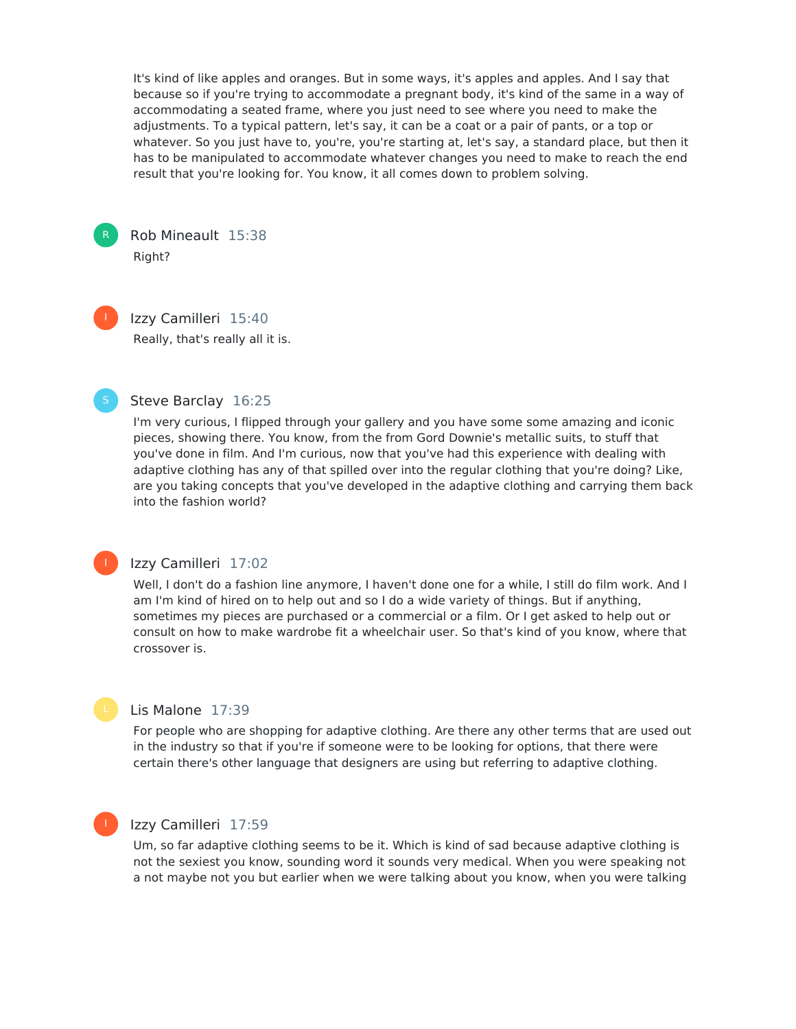It's kind of like apples and oranges. But in some ways, it's apples and apples. And I say that because so if you're trying to accommodate a pregnant body, it's kind of the same in a way of accommodating a seated frame, where you just need to see where you need to make the adjustments. To a typical pattern, let's say, it can be a coat or a pair of pants, or a top or whatever. So you just have to, you're, you're starting at, let's say, a standard place, but then it has to be manipulated to accommodate whatever changes you need to make to reach the end result that you're looking for. You know, it all comes down to problem solving.

**Rob Mineault** 15:38

Right?

**Izzy Camilleri** 15:40

Really, that's really all it is.

**Steve Barclay** 16:25

I'm very curious, I flipped through your gallery and you have some some amazing and iconic pieces, showing there. You know, from the from Gord Downie's metallic suits, to stuff that you've done in film. And I'm curious, now that you've had this experience with dealing with adaptive clothing has any of that spilled over into the regular clothing that you're doing? Like, are you taking concepts that you've developed in the adaptive clothing and carrying them back into the fashion world?

**Izzy Camilleri** 17:02

Well, I don't do a fashion line anymore, I haven't done one for a while, I still do film work. And I am I'm kind of hired on to help out and so I do a wide variety of things. But if anything, sometimes my pieces are purchased or a commercial or a film. Or I get asked to help out or consult on how to make wardrobe fit a wheelchair user. So that's kind of you know, where that crossover is.

**Lis Malone** 17:39

For people who are shopping for adaptive clothing. Are there any other terms that are used out in the industry so that if you're if someone were to be looking for options, that there were certain there's other language that designers are using but referring to adaptive clothing.

**Izzy Camilleri** 17:59

Um, so far adaptive clothing seems to be it. Which is kind of sad because adaptive clothing is not the sexiest you know, sounding word it sounds very medical. When you were speaking not a not maybe not you but earlier when we were talking about you know, when you were talking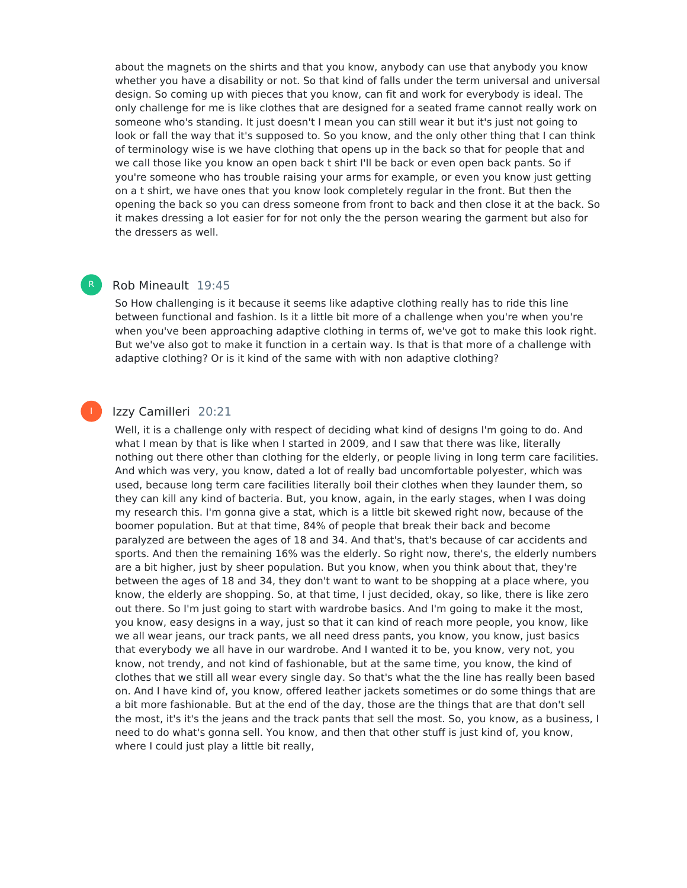about the magnets on the shirts and that you know, anybody can use that anybody you know whether you have a disability or not. So that kind of falls under the term universal and universal design. So coming up with pieces that you know, can fit and work for everybody is ideal. The only challenge for me is like clothes that are designed for a seated frame cannot really work on someone who's standing. It just doesn't I mean you can still wear it but it's just not going to look or fall the way that it's supposed to. So you know, and the only other thing that I can think of terminology wise is we have clothing that opens up in the back so that for people that and we call those like you know an open back t shirt I'll be back or even open back pants. So if you're someone who has trouble raising your arms for example, or even you know just getting on a t shirt, we have ones that you know look completely regular in the front. But then the opening the back so you can dress someone from front to back and then close it at the back. So it makes dressing a lot easier for for not only the the person wearing the garment but also for the dressers as well.

Rob Mineault 19:45

So How challenging is it because it seems like adaptive clothing really has to ride this line between functional and fashion. Is it a little bit more of a challenge when you're when you're when you've been approaching adaptive clothing in terms of, we've got to make this look right. But we've also got to make it function in a certain way. Is that is that more of a challenge with adaptive clothing? Or is it kind of the same with with non adaptive clothing?

Izzy Camilleri 20:21

Well, it is a challenge only with respect of deciding what kind of designs I'm going to do. And what I mean by that is like when I started in 2009, and I saw that there was like, literally nothing out there other than clothing for the elderly, or people living in long term care facilities. And which was very, you know, dated a lot of really bad uncomfortable polyester, which was used, because long term care facilities literally boil their clothes when they launder them, so they can kill any kind of bacteria. But, you know, again, in the early stages, when I was doing my research this. I'm gonna give a stat, which is a little bit skewed right now, because of the boomer population. But at that time, 84% of people that break their back and become paralyzed are between the ages of 18 and 34. And that's, that's because of car accidents and sports. And then the remaining 16% was the elderly. So right now, there's, the elderly numbers are a bit higher, just by sheer population. But you know, when you think about that, they're between the ages of 18 and 34, they don't want to want to be shopping at a place where, you know, the elderly are shopping. So, at that time, I just decided, okay, so like, there is like zero out there. So I'm just going to start with wardrobe basics. And I'm going to make it the most, you know, easy designs in a way, just so that it can kind of reach more people, you know, like we all wear jeans, our track pants, we all need dress pants, you know, you know, just basics that everybody we all have in our wardrobe. And I wanted it to be, you know, very not, you know, not trendy, and not kind of fashionable, but at the same time, you know, the kind of clothes that we still all wear every single day. So that's what the the line has really been based on. And I have kind of, you know, offered leather jackets sometimes or do some things that are a bit more fashionable. But at the end of the day, those are the things that are that don't sell the most, it's it's the jeans and the track pants that sell the most. So, you know, as a business, I need to do what's gonna sell. You know, and then that other stuff is just kind of, you know, where I could just play a little bit really,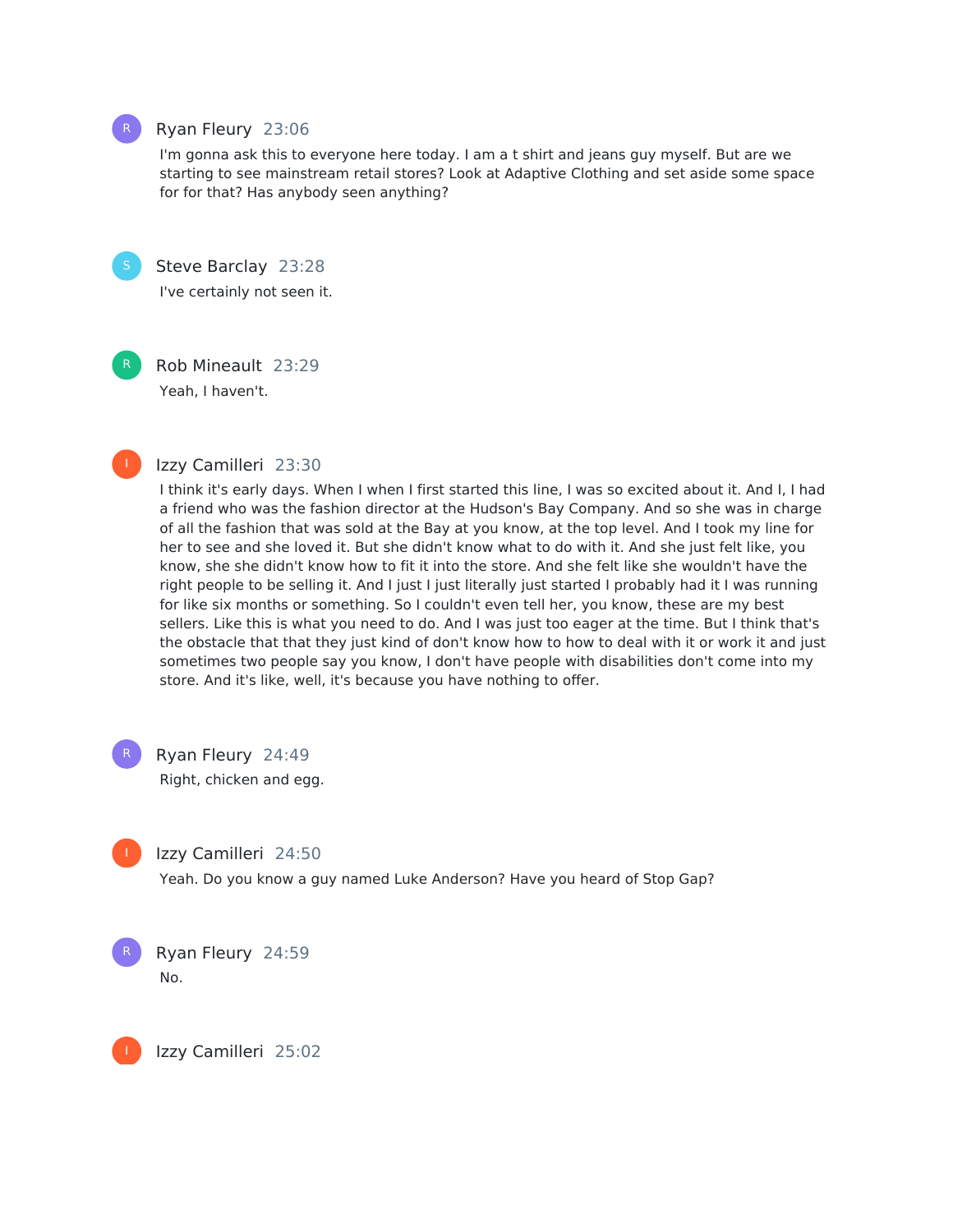Ryan Fleury 23:06

I'm gonna ask this to everyone here today. I am a t shirt and jeans guy myself. But are we starting to see mainstream retail stores? Look at Adaptive Clothing and set aside some space for for that? Has anybody seen anything?

Steve Barclay 23:28

I've certainly not seen it.

Rob Mineault 23:29

Yeah, I haven't.

Izzy Camilleri 23:30

I think it's early days. When I when I first started this line, I was so excited about it. And I, I had a friend who was the fashion director at the Hudson's Bay Company. And so she was in charge of all the fashion that was sold at the Bay at you know, at the top level. And I took my line for her to see and she loved it. But she didn't know what to do with it. And she just felt like, you know, she she didn't know how to fit it into the store. And she felt like she wouldn't have the right people to be selling it. And I just I just literally just started I probably had it I was running for like six months or something. So I couldn't even tell her, you know, these are my best sellers. Like this is what you need to do. And I was just too eager at the time. But I think that's the obstacle that that they just kind of don't know how to how to deal with it or work it and just sometimes two people say you know, I don't have people with disabilities don't come into my store. And it's like, well, it's because you have nothing to offer.

Ryan Fleury 24:49

Right, chicken and egg.

Izzy Camilleri 24:50

Yeah. Do you know a guy named Luke Anderson? Have you heard of Stop Gap?

Ryan Fleury 24:59

No.

Izzy Camilleri 25:02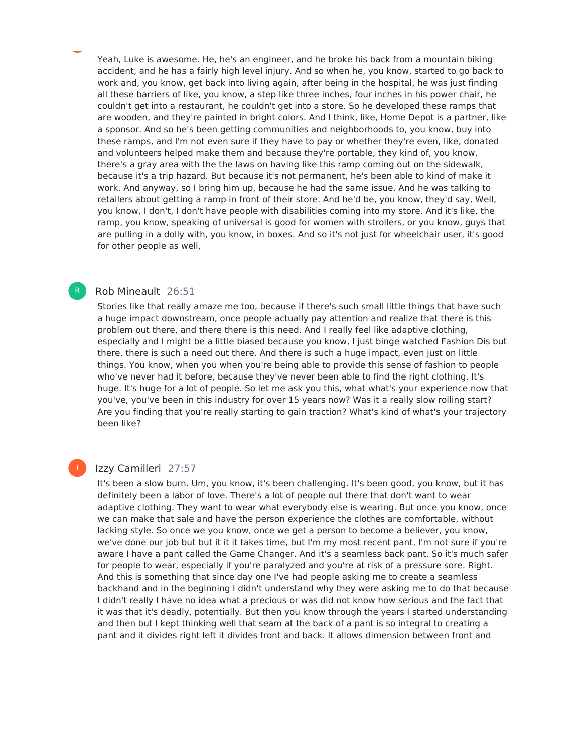Yeah, Luke is awesome. He, he's an engineer, and he broke his back from a mountain biking accident, and he has a fairly high level injury. And so when he, you know, started to go back to work and, you know, get back into living again, after being in the hospital, he was just finding all these barriers of like, you know, a step like three inches, four inches in his power chair, he couldn't get into a restaurant, he couldn't get into a store. So he developed these ramps that are wooden, and they're painted in bright colors. And I think, like, Home Depot is a partner, like a sponsor. And so he's been getting communities and neighborhoods to, you know, buy into these ramps, and I'm not even sure if they have to pay or whether they're even, like, donated and volunteers helped make them and because they're portable, they kind of, you know, there's a gray area with the the laws on having like this ramp coming out on the sidewalk, because it's a trip hazard. But because it's not permanent, he's been able to kind of make it work. And anyway, so I bring him up, because he had the same issue. And he was talking to retailers about getting a ramp in front of their store. And he'd be, you know, they'd say, Well, you know, I don't, I don't have people with disabilities coming into my store. And it's like, the ramp, you know, speaking of universal is good for women with strollers, or you know, guys that are pulling in a dolly with, you know, in boxes. And so it's not just for wheelchair user, it's good for other people as well,

**Rob Mineault** 26:51

Stories like that really amaze me too, because if there's such small little things that have such a huge impact downstream, once people actually pay attention and realize that there is this problem out there, and there there is this need. And I really feel like adaptive clothing, especially and I might be a little biased because you know, I just binge watched Fashion Dis but there, there is such a need out there. And there is such a huge impact, even just on little things. You know, when you when you're being able to provide this sense of fashion to people who've never had it before, because they've never been able to find the right clothing. It's huge. It's huge for a lot of people. So let me ask you this, what what's your experience now that you've, you've been in this industry for over 15 years now? Was it a really slow rolling start? Are you finding that you're really starting to gain traction? What's kind of what's your trajectory been like?

**Izzy Camilleri** 27:57

It's been a slow burn. Um, you know, it's been challenging. It's been good, you know, but it has definitely been a labor of love. There's a lot of people out there that don't want to wear adaptive clothing. They want to wear what everybody else is wearing. But once you know, once we can make that sale and have the person experience the clothes are comfortable, without lacking style. So once we you know, once we get a person to become a believer, you know, we've done our job but but it it it takes time, but I'm my most recent pant, I'm not sure if you're aware I have a pant called the Game Changer. And it's a seamless back pant. So it's much safer for people to wear, especially if you're paralyzed and you're at risk of a pressure sore. Right. And this is something that since day one I've had people asking me to create a seamless backhand and in the beginning I didn't understand why they were asking me to do that because I didn't really I have no idea what a precious or was did not know how serious and the fact that it was that it's deadly, potentially. But then you know through the years I started understanding and then but I kept thinking well that seam at the back of a pant is so integral to creating a pant and it divides right left it divides front and back. It allows dimension between front and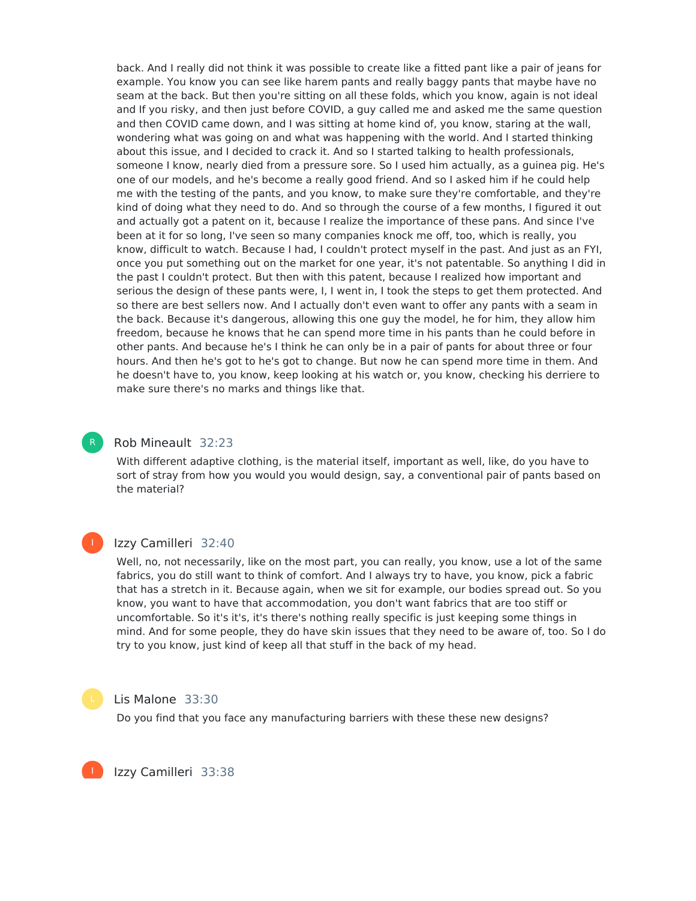back. And I really did not think it was possible to create like a fitted pant like a pair of jeans for example. You know you can see like harem pants and really baggy pants that maybe have no seam at the back. But then you're sitting on all these folds, which you know, again is not ideal and If you risky, and then just before COVID, a guy called me and asked me the same question and then COVID came down, and I was sitting at home kind of, you know, staring at the wall, wondering what was going on and what was happening with the world. And I started thinking about this issue, and I decided to crack it. And so I started talking to health professionals, someone I know, nearly died from a pressure sore. So I used him actually, as a guinea pig. He's one of our models, and he's become a really good friend. And so I asked him if he could help me with the testing of the pants, and you know, to make sure they're comfortable, and they're kind of doing what they need to do. And so through the course of a few months, I figured it out and actually got a patent on it, because I realize the importance of these pans. And since I've been at it for so long, I've seen so many companies knock me off, too, which is really, you know, difficult to watch. Because I had, I couldn't protect myself in the past. And just as an FYI, once you put something out on the market for one year, it's not patentable. So anything I did in the past I couldn't protect. But then with this patent, because I realized how important and serious the design of these pants were, I, I went in, I took the steps to get them protected. And so there are best sellers now. And I actually don't even want to offer any pants with a seam in the back. Because it's dangerous, allowing this one guy the model, he for him, they allow him freedom, because he knows that he can spend more time in his pants than he could before in other pants. And because he's I think he can only be in a pair of pants for about three or four hours. And then he's got to he's got to change. But now he can spend more time in them. And he doesn't have to, you know, keep looking at his watch or, you know, checking his derriere to make sure there's no marks and things like that.

R Rob Mineault 32:23

With different adaptive clothing, is the material itself, important as well, like, do you have to sort of stray from how you would you would design, say, a conventional pair of pants based on the material?

I Izzy Camilleri 32:40

Well, no, not necessarily, like on the most part, you can really, you know, use a lot of the same fabrics, you do still want to think of comfort. And I always try to have, you know, pick a fabric that has a stretch in it. Because again, when we sit for example, our bodies spread out. So you know, you want to have that accommodation, you don't want fabrics that are too stiff or uncomfortable. So it's it's, it's there's nothing really specific is just keeping some things in mind. And for some people, they do have skin issues that they need to be aware of, too. So I do try to you know, just kind of keep all that stuff in the back of my head.

L Lis Malone 33:30

Do you find that you face any manufacturing barriers with these these new designs?

I Izzy Camilleri 33:38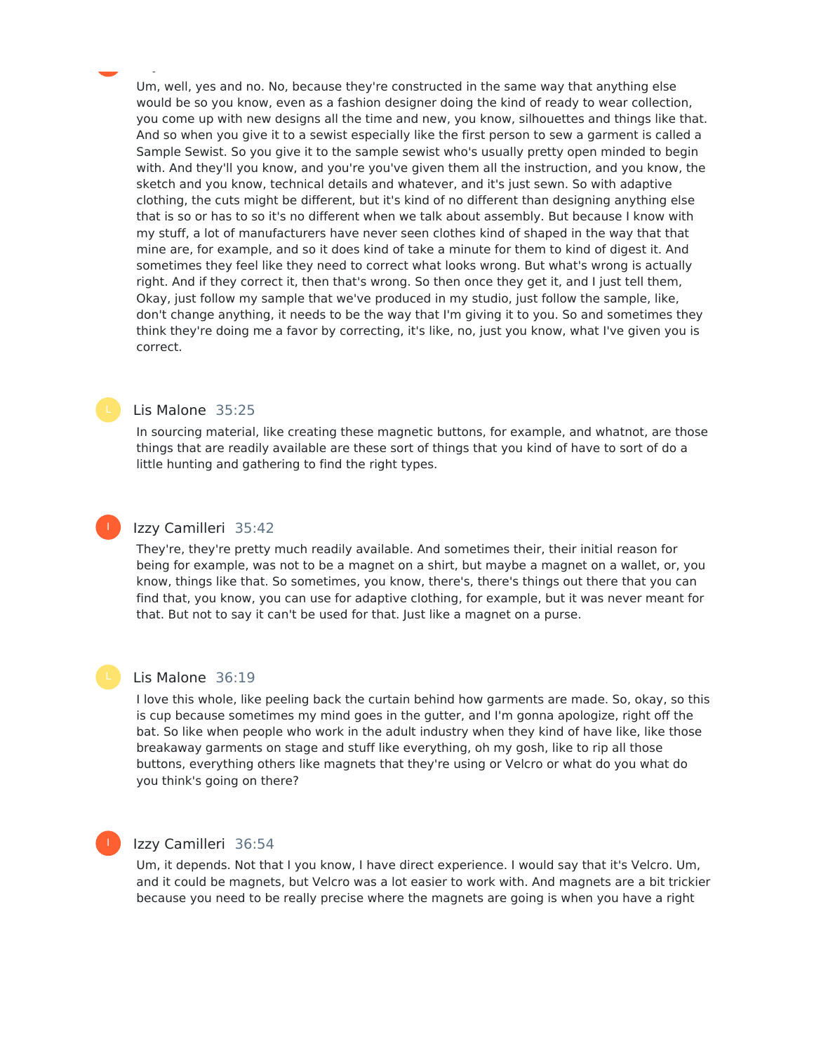Um, well, yes and no. No, because they're constructed in the same way that anything else would be so you know, even as a fashion designer doing the kind of ready to wear collection, you come up with new designs all the time and new, you know, silhouettes and things like that. And so when you give it to a sewist especially like the first person to sew a garment is called a Sample Sewist. So you give it to the sample sewist who's usually pretty open minded to begin with. And they'll you know, and you're you've given them all the instruction, and you know, the sketch and you know, technical details and whatever, and it's just sewn. So with adaptive clothing, the cuts might be different, but it's kind of no different than designing anything else that is so or has to so it's no different when we talk about assembly. But because I know with my stuff, a lot of manufacturers have never seen clothes kind of shaped in the way that that mine are, for example, and so it does kind of take a minute for them to kind of digest it. And sometimes they feel like they need to correct what looks wrong. But what's wrong is actually right. And if they correct it, then that's wrong. So then once they get it, and I just tell them, Okay, just follow my sample that we've produced in my studio, just follow the sample, like, don't change anything, it needs to be the way that I'm giving it to you. So and sometimes they think they're doing me a favor by correcting, it's like, no, just you know, what I've given you is correct.

**Lis Malone** 35:25

In sourcing material, like creating these magnetic buttons, for example, and whatnot, are those things that are readily available are these sort of things that you kind of have to sort of do a little hunting and gathering to find the right types.

**Izzy Camilleri** 35:42

They're, they're pretty much readily available. And sometimes their, their initial reason for being for example, was not to be a magnet on a shirt, but maybe a magnet on a wallet, or, you know, things like that. So sometimes, you know, there's, there's things out there that you can find that, you know, you can use for adaptive clothing, for example, but it was never meant for that. But not to say it can't be used for that. Just like a magnet on a purse.

**Lis Malone** 36:19

I love this whole, like peeling back the curtain behind how garments are made. So, okay, so this is cup because sometimes my mind goes in the gutter, and I'm gonna apologize, right off the bat. So like when people who work in the adult industry when they kind of have like, like those breakaway garments on stage and stuff like everything, oh my gosh, like to rip all those buttons, everything others like magnets that they're using or Velcro or what do you what do you think's going on there?

**Izzy Camilleri** 36:54

Um, it depends. Not that I you know, I have direct experience. I would say that it's Velcro. Um, and it could be magnets, but Velcro was a lot easier to work with. And magnets are a bit trickier because you need to be really precise where the magnets are going is when you have a right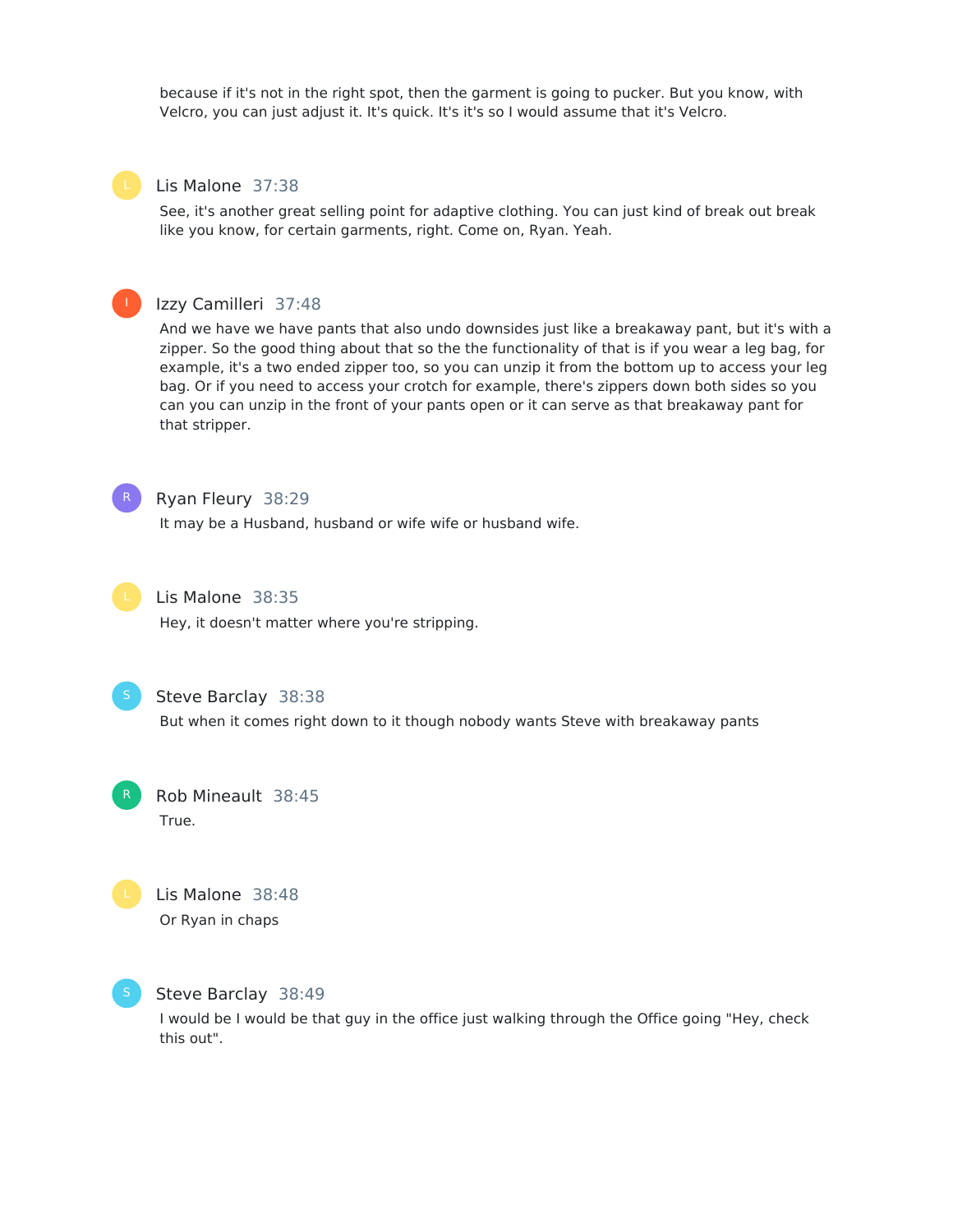because if it's not in the right spot, then the garment is going to pucker. But you know, with Velcro, you can just adjust it. It's quick. It's it's so I would assume that it's Velcro.

**Lis Malone** 37:38

See, it's another great selling point for adaptive clothing. You can just kind of break out break like you know, for certain garments, right. Come on, Ryan. Yeah.

**Izzy Camilleri** 37:48

And we have we have pants that also undo downsides just like a breakaway pant, but it's with a zipper. So the good thing about that so the the functionality of that is if you wear a leg bag, for example, it's a two ended zipper too, so you can unzip it from the bottom up to access your leg bag. Or if you need to access your crotch for example, there's zippers down both sides so you can you can unzip in the front of your pants open or it can serve as that breakaway pant for that stripper.

**Ryan Fleury** 38:29

It may be a Husband, husband or wife wife or husband wife.

**Lis Malone** 38:35

Hey, it doesn't matter where you're stripping.

**Steve Barclay** 38:38

But when it comes right down to it though nobody wants Steve with breakaway pants

**Rob Mineault** 38:45

True.

**Lis Malone** 38:48

Or Ryan in chaps

**Steve Barclay** 38:49

I would be I would be that guy in the office just walking through the Office going "Hey, check this out".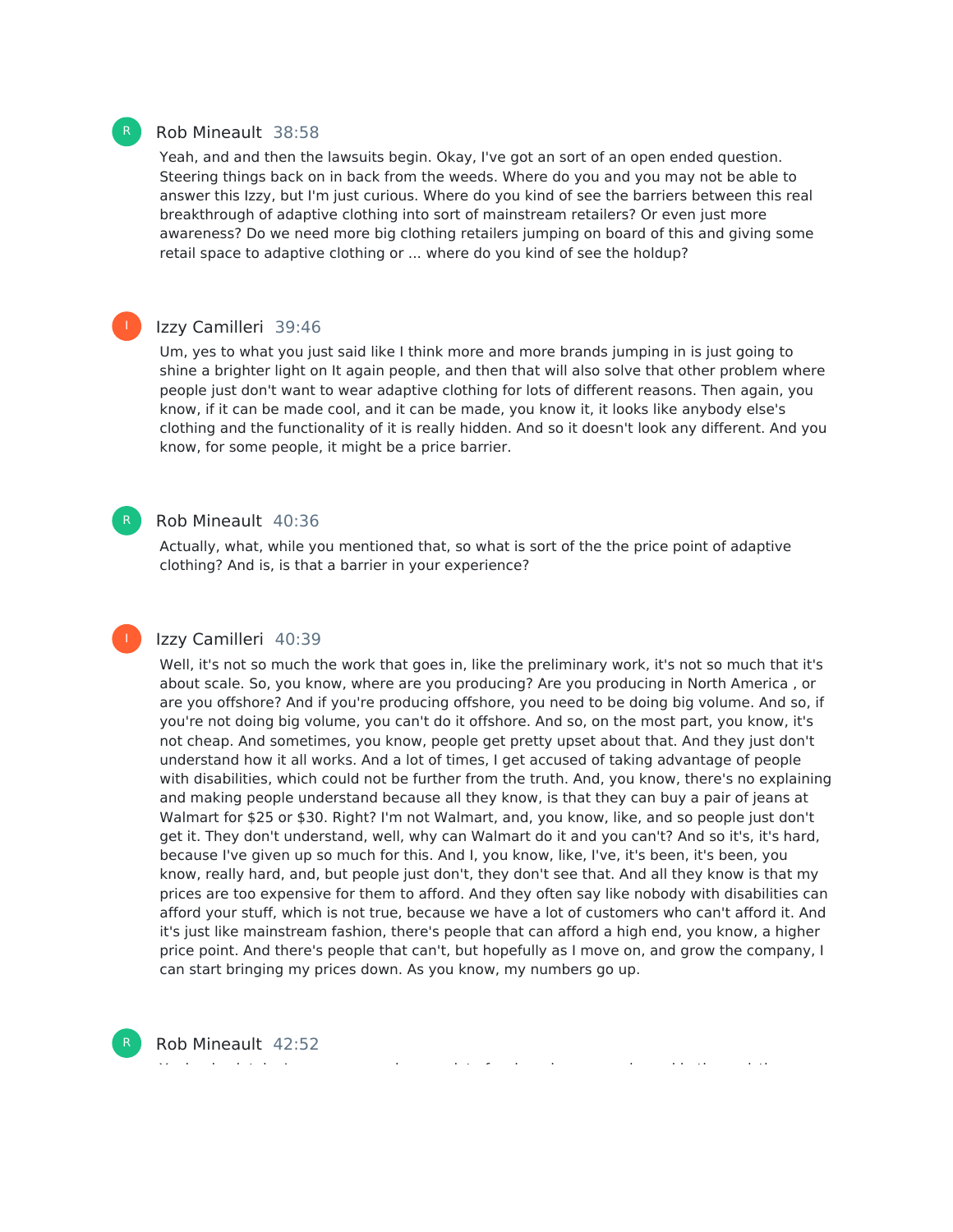Rob Mineault 38:58

Yeah, and and then the lawsuits begin. Okay, I've got an sort of an open ended question. Steering things back on in back from the weeds. Where do you and you may not be able to answer this Izzy, but I'm just curious. Where do you kind of see the barriers between this real breakthrough of adaptive clothing into sort of mainstream retailers? Or even just more awareness? Do we need more big clothing retailers jumping on board of this and giving some retail space to adaptive clothing or ... where do you kind of see the holdup?

Izzy Camilleri 39:46

Um, yes to what you just said like I think more and more brands jumping in is just going to shine a brighter light on It again people, and then that will also solve that other problem where people just don't want to wear adaptive clothing for lots of different reasons. Then again, you know, if it can be made cool, and it can be made, you know it, it looks like anybody else's clothing and the functionality of it is really hidden. And so it doesn't look any different. And you know, for some people, it might be a price barrier.

Rob Mineault 40:36

Actually, what, while you mentioned that, so what is sort of the the price point of adaptive clothing? And is, is that a barrier in your experience?

Izzy Camilleri 40:39

Well, it's not so much the work that goes in, like the preliminary work, it's not so much that it's about scale. So, you know, where are you producing? Are you producing in North America , or are you offshore? And if you're producing offshore, you need to be doing big volume. And so, if you're not doing big volume, you can't do it offshore. And so, on the most part, you know, it's not cheap. And sometimes, you know, people get pretty upset about that. And they just don't understand how it all works. And a lot of times, I get accused of taking advantage of people with disabilities, which could not be further from the truth. And, you know, there's no explaining and making people understand because all they know, is that they can buy a pair of jeans at Walmart for $25 or $30. Right? I'm not Walmart, and, you know, like, and so people just don't get it. They don't understand, well, why can Walmart do it and you can't? And so it's, it's hard, because I've given up so much for this. And I, you know, like, I've, it's been, it's been, you know, really hard, and, but people just don't, they don't see that. And all they know is that my prices are too expensive for them to afford. And they often say like nobody with disabilities can afford your stuff, which is not true, because we have a lot of customers who can't afford it. And it's just like mainstream fashion, there's people that can afford a high end, you know, a higher price point. And there's people that can't, but hopefully as I move on, and grow the company, I can start bringing my prices down. As you know, my numbers go up.

Rob Mineault 42:52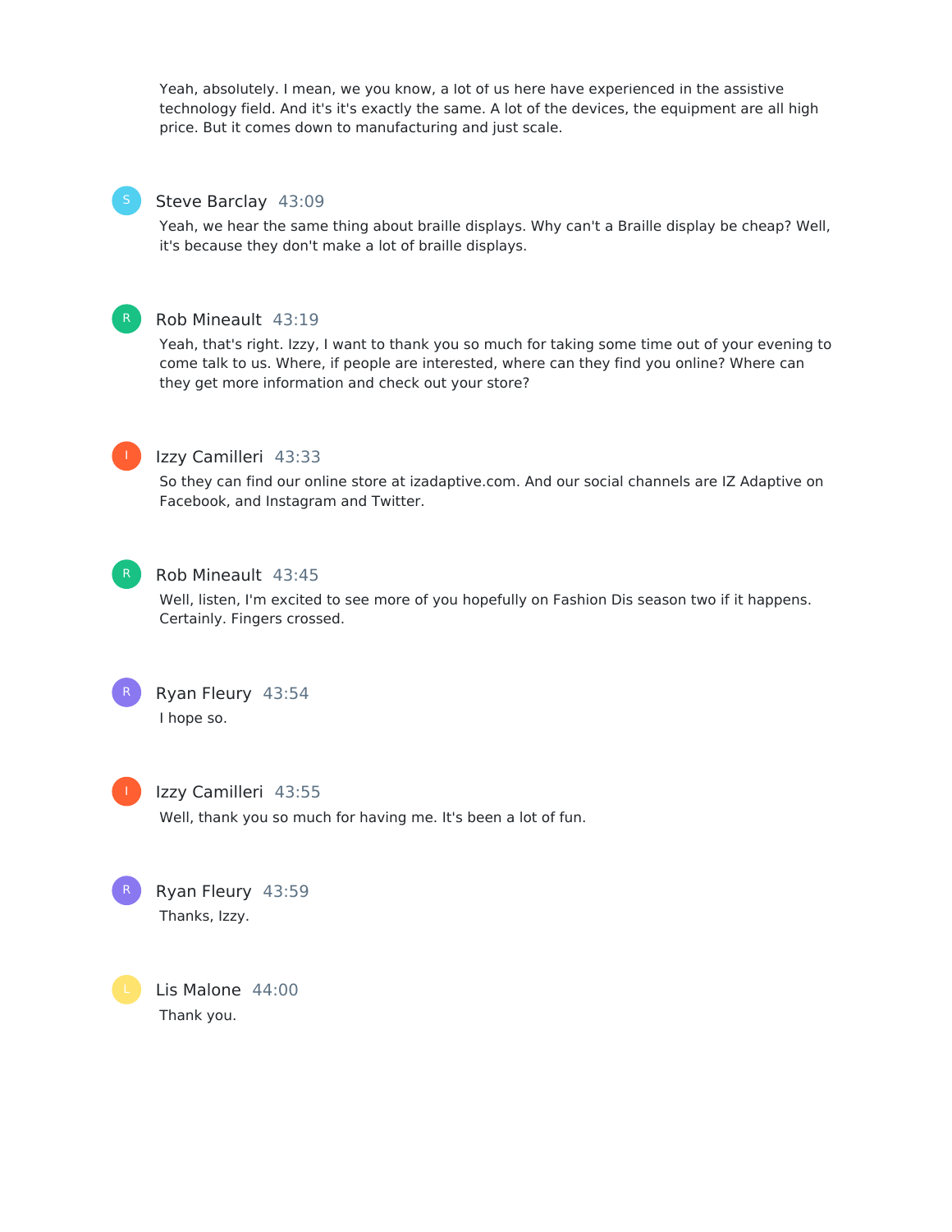Yeah, absolutely. I mean, we you know, a lot of us here have experienced in the assistive technology field. And it's it's exactly the same. A lot of the devices, the equipment are all high price. But it comes down to manufacturing and just scale.

**Steve Barclay** 43:09

Yeah, we hear the same thing about braille displays. Why can't a Braille display be cheap? Well, it's because they don't make a lot of braille displays.

**Rob Mineault** 43:19

Yeah, that's right. Izzy, I want to thank you so much for taking some time out of your evening to come talk to us. Where, if people are interested, where can they find you online? Where can they get more information and check out your store?

**Izzy Camilleri** 43:33

So they can find our online store at izadaptive.com. And our social channels are IZ Adaptive on Facebook, and Instagram and Twitter.

**Rob Mineault** 43:45

Well, listen, I'm excited to see more of you hopefully on Fashion Dis season two if it happens. Certainly. Fingers crossed.

**Ryan Fleury** 43:54

I hope so.

**Izzy Camilleri** 43:55

Well, thank you so much for having me. It's been a lot of fun.

**Ryan Fleury** 43:59

Thanks, Izzy.

**Lis Malone** 44:00

Thank you.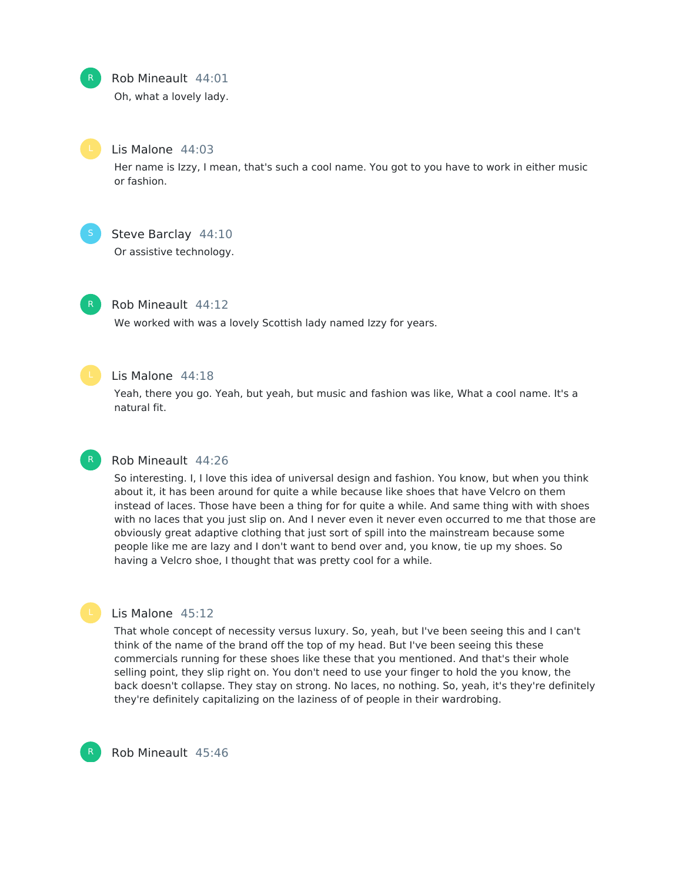Rob Mineault 44:01

Oh, what a lovely lady.

Lis Malone 44:03

Her name is Izzy, I mean, that's such a cool name. You got to you have to work in either music or fashion.

Steve Barclay 44:10

Or assistive technology.

Rob Mineault 44:12

We worked with was a lovely Scottish lady named Izzy for years.

Lis Malone 44:18

Yeah, there you go. Yeah, but yeah, but music and fashion was like, What a cool name. It's a natural fit.

Rob Mineault 44:26

So interesting. I, I love this idea of universal design and fashion. You know, but when you think about it, it has been around for quite a while because like shoes that have Velcro on them instead of laces. Those have been a thing for for quite a while. And same thing with with shoes with no laces that you just slip on. And I never even it never even occurred to me that those are obviously great adaptive clothing that just sort of spill into the mainstream because some people like me are lazy and I don't want to bend over and, you know, tie up my shoes. So having a Velcro shoe, I thought that was pretty cool for a while.

Lis Malone 45:12

That whole concept of necessity versus luxury. So, yeah, but I've been seeing this and I can't think of the name of the brand off the top of my head. But I've been seeing this these commercials running for these shoes like these that you mentioned. And that's their whole selling point, they slip right on. You don't need to use your finger to hold the you know, the back doesn't collapse. They stay on strong. No laces, no nothing. So, yeah, it's they're definitely they're definitely capitalizing on the laziness of of people in their wardrobing.

Rob Mineault 45:46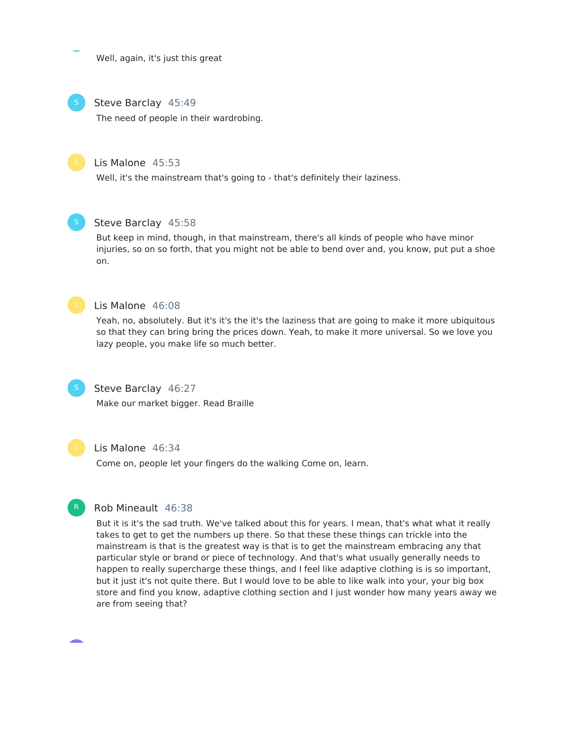Well, again, it's just this great

**Steve Barclay** 45:49

The need of people in their wardrobing.

**Lis Malone** 45:53

Well, it's the mainstream that's going to - that's definitely their laziness.

**Steve Barclay** 45:58

But keep in mind, though, in that mainstream, there's all kinds of people who have minor injuries, so on so forth, that you might not be able to bend over and, you know, put put a shoe on.

**Lis Malone** 46:08

Yeah, no, absolutely. But it's it's the it's the laziness that are going to make it more ubiquitous so that they can bring bring the prices down. Yeah, to make it more universal. So we love you lazy people, you make life so much better.

**Steve Barclay** 46:27

Make our market bigger. Read Braille

**Lis Malone** 46:34

Come on, people let your fingers do the walking Come on, learn.

**Rob Mineault** 46:38

But it is it's the sad truth. We've talked about this for years. I mean, that's what what it really takes to get to get the numbers up there. So that these these things can trickle into the mainstream is that is the greatest way is that is to get the mainstream embracing any that particular style or brand or piece of technology. And that's what usually generally needs to happen to really supercharge these things, and I feel like adaptive clothing is is so important, but it just it's not quite there. But I would love to be able to like walk into your, your big box store and find you know, adaptive clothing section and I just wonder how many years away we are from seeing that?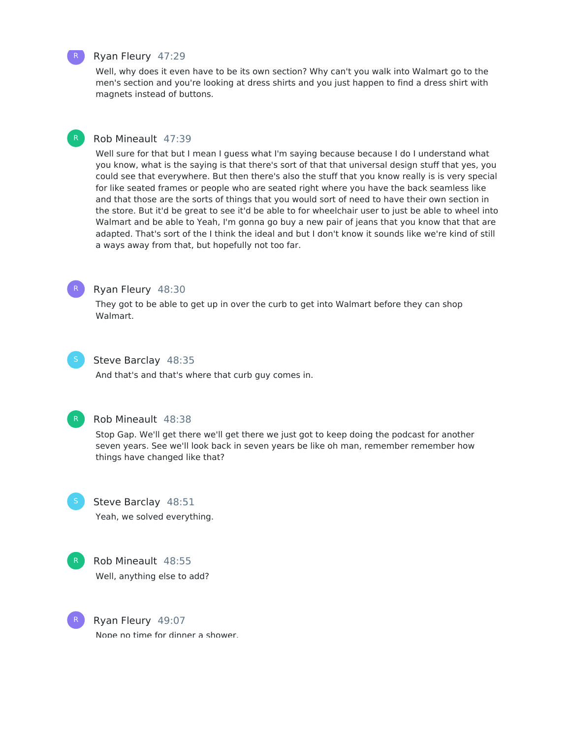Ryan Fleury 47:29

Well, why does it even have to be its own section? Why can't you walk into Walmart go to the men's section and you're looking at dress shirts and you just happen to find a dress shirt with magnets instead of buttons.

Rob Mineault 47:39

Well sure for that but I mean I guess what I'm saying because because I do I understand what you know, what is the saying is that there's sort of that that universal design stuff that yes, you could see that everywhere. But then there's also the stuff that you know really is is very special for like seated frames or people who are seated right where you have the back seamless like and that those are the sorts of things that you would sort of need to have their own section in the store. But it'd be great to see it'd be able to for wheelchair user to just be able to wheel into Walmart and be able to Yeah, I'm gonna go buy a new pair of jeans that you know that that are adapted. That's sort of the I think the ideal and but I don't know it sounds like we're kind of still a ways away from that, but hopefully not too far.

Ryan Fleury 48:30

They got to be able to get up in over the curb to get into Walmart before they can shop Walmart.

Steve Barclay 48:35

And that's and that's where that curb guy comes in.

Rob Mineault 48:38

Stop Gap. We'll get there we'll get there we just got to keep doing the podcast for another seven years. See we'll look back in seven years be like oh man, remember remember how things have changed like that?

Steve Barclay 48:51

Yeah, we solved everything.

Rob Mineault 48:55

Well, anything else to add?

Ryan Fleury 49:07

Nope no time for dinner a shower.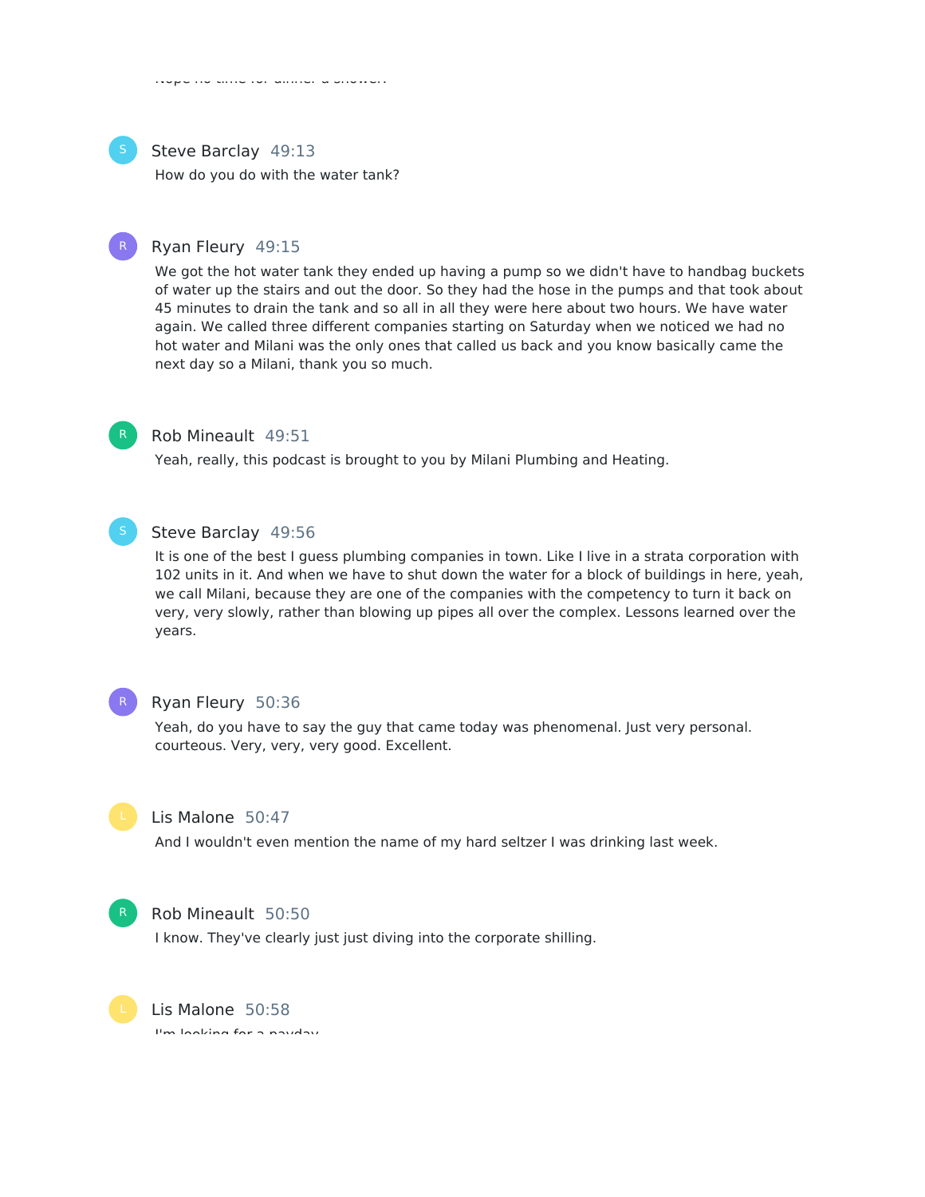Nope no time for dinner a shower.

**Steve Barclay** 49:13

How do you do with the water tank?

**Ryan Fleury** 49:15

We got the hot water tank they ended up having a pump so we didn't have to handbag buckets of water up the stairs and out the door. So they had the hose in the pumps and that took about 45 minutes to drain the tank and so all in all they were here about two hours. We have water again. We called three different companies starting on Saturday when we noticed we had no hot water and Milani was the only ones that called us back and you know basically came the next day so a Milani, thank you so much.

**Rob Mineault** 49:51

Yeah, really, this podcast is brought to you by Milani Plumbing and Heating.

**Steve Barclay** 49:56

It is one of the best I guess plumbing companies in town. Like I live in a strata corporation with 102 units in it. And when we have to shut down the water for a block of buildings in here, yeah, we call Milani, because they are one of the companies with the competency to turn it back on very, very slowly, rather than blowing up pipes all over the complex. Lessons learned over the years.

**Ryan Fleury** 50:36

Yeah, do you have to say the guy that came today was phenomenal. Just very personal. courteous. Very, very, very good. Excellent.

**Lis Malone** 50:47

And I wouldn't even mention the name of my hard seltzer I was drinking last week.

**Rob Mineault** 50:50

I know. They've clearly just just diving into the corporate shilling.

**Lis Malone** 50:58

I'm looking for a payday.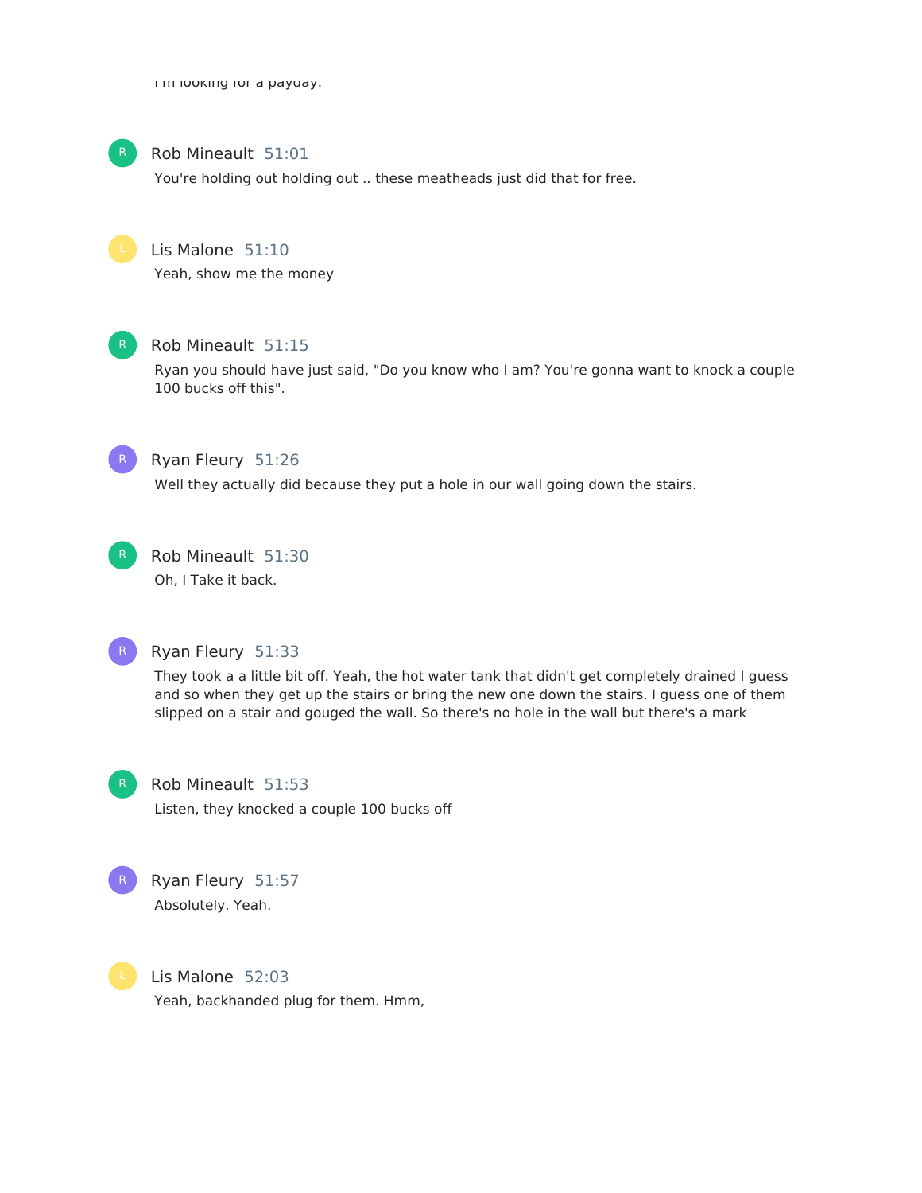I'm looking for a payday.

**Rob Mineault** 51:01

You're holding out holding out .. these meatheads just did that for free.

**Lis Malone** 51:10

Yeah, show me the money

**Rob Mineault** 51:15

Ryan you should have just said, "Do you know who I am? You're gonna want to knock a couple 100 bucks off this".

**Ryan Fleury** 51:26

Well they actually did because they put a hole in our wall going down the stairs.

**Rob Mineault** 51:30

Oh, I Take it back.

**Ryan Fleury** 51:33

They took a a little bit off. Yeah, the hot water tank that didn't get completely drained I guess and so when they get up the stairs or bring the new one down the stairs. I guess one of them slipped on a stair and gouged the wall. So there's no hole in the wall but there's a mark

**Rob Mineault** 51:53

Listen, they knocked a couple 100 bucks off

**Ryan Fleury** 51:57

Absolutely. Yeah.

**Lis Malone** 52:03

Yeah, backhanded plug for them. Hmm,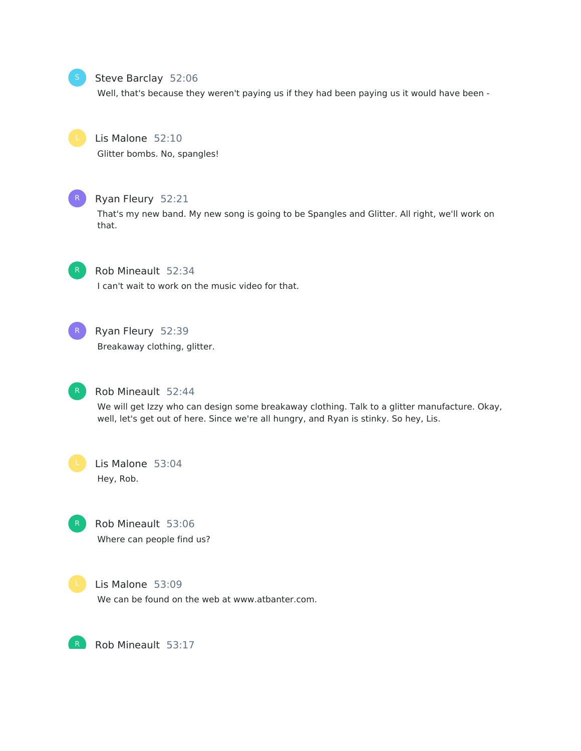Steve Barclay 52:06

Well, that's because they weren't paying us if they had been paying us it would have been -

Lis Malone 52:10

Glitter bombs. No, spangles!

Ryan Fleury 52:21

That's my new band. My new song is going to be Spangles and Glitter. All right, we'll work on that.

Rob Mineault 52:34

I can't wait to work on the music video for that.

Ryan Fleury 52:39

Breakaway clothing, glitter.

Rob Mineault 52:44

We will get Izzy who can design some breakaway clothing. Talk to a glitter manufacture. Okay, well, let's get out of here. Since we're all hungry, and Ryan is stinky. So hey, Lis.

Lis Malone 53:04

Hey, Rob.

Rob Mineault 53:06

Where can people find us?

Lis Malone 53:09

We can be found on the web at www.atbanter.com.

Rob Mineault 53:17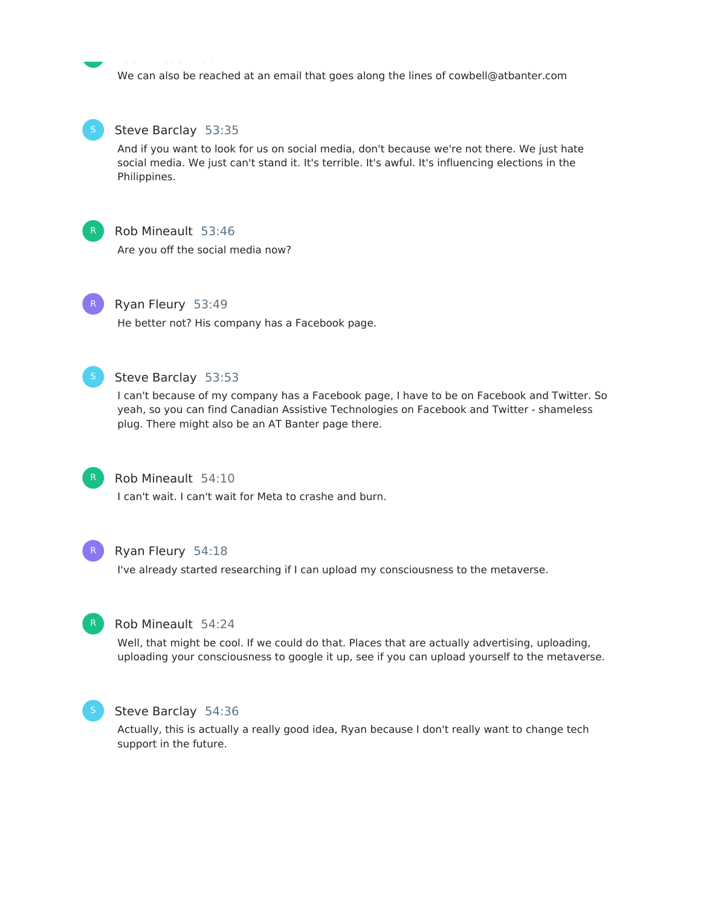We can also be reached at an email that goes along the lines of cowbell@atbanter.com

**Steve Barclay** 53:35

And if you want to look for us on social media, don't because we're not there. We just hate social media. We just can't stand it. It's terrible. It's awful. It's influencing elections in the Philippines.

**Rob Mineault** 53:46

Are you off the social media now?

**Ryan Fleury** 53:49

He better not? His company has a Facebook page.

**Steve Barclay** 53:53

I can't because of my company has a Facebook page, I have to be on Facebook and Twitter. So yeah, so you can find Canadian Assistive Technologies on Facebook and Twitter - shameless plug. There might also be an AT Banter page there.

**Rob Mineault** 54:10

I can't wait. I can't wait for Meta to crashe and burn.

**Ryan Fleury** 54:18

I've already started researching if I can upload my consciousness to the metaverse.

**Rob Mineault** 54:24

Well, that might be cool. If we could do that. Places that are actually advertising, uploading, uploading your consciousness to google it up, see if you can upload yourself to the metaverse.

**Steve Barclay** 54:36

Actually, this is actually a really good idea, Ryan because I don't really want to change tech support in the future.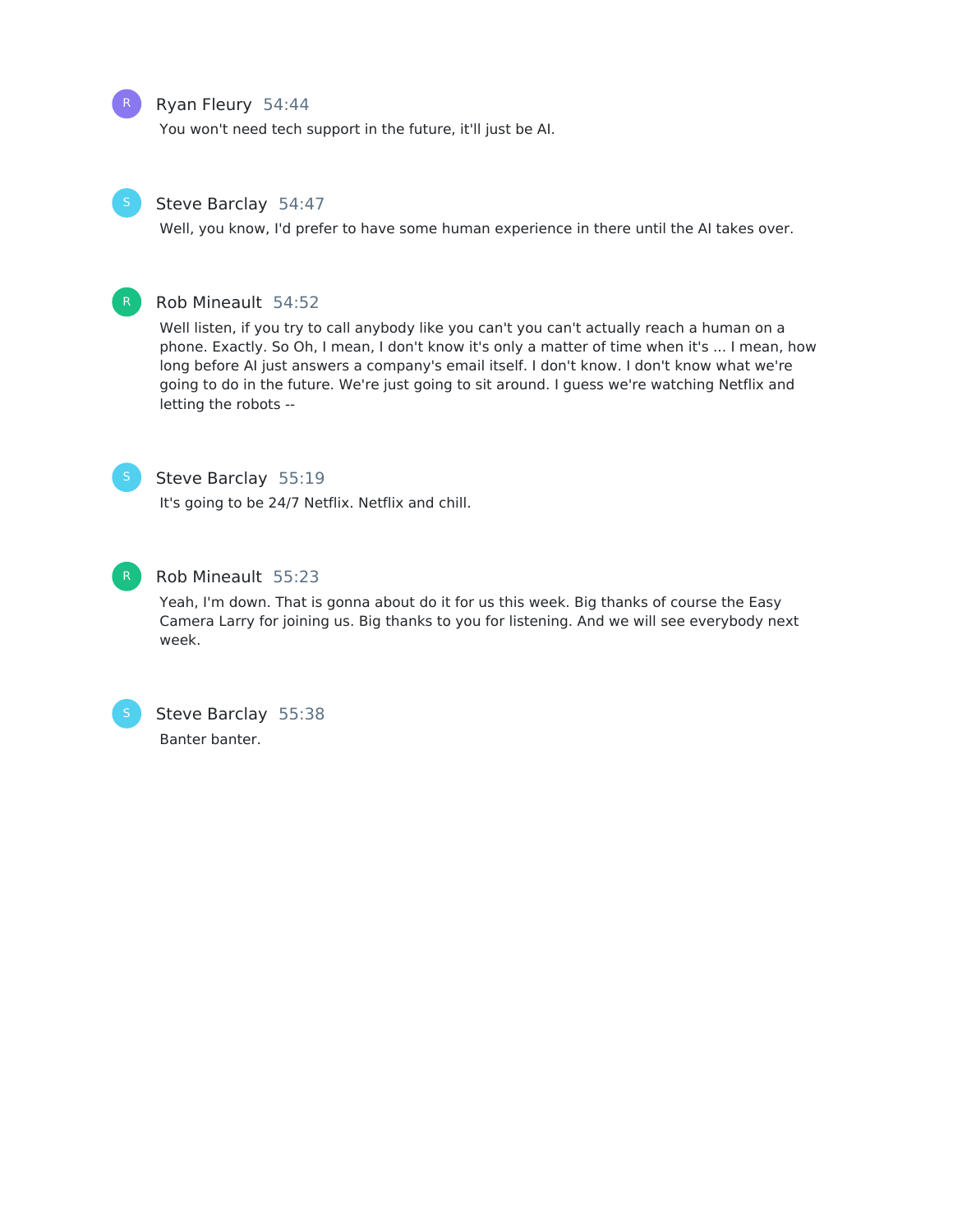Ryan Fleury 54:44

You won't need tech support in the future, it'll just be AI.

Steve Barclay 54:47

Well, you know, I'd prefer to have some human experience in there until the AI takes over.

Rob Mineault 54:52

Well listen, if you try to call anybody like you can't you can't actually reach a human on a phone. Exactly. So Oh, I mean, I don't know it's only a matter of time when it's ... I mean, how long before AI just answers a company's email itself. I don't know. I don't know what we're going to do in the future. We're just going to sit around. I guess we're watching Netflix and letting the robots --

Steve Barclay 55:19

It's going to be 24/7 Netflix. Netflix and chill.

Rob Mineault 55:23

Yeah, I'm down. That is gonna about do it for us this week. Big thanks of course the Easy Camera Larry for joining us. Big thanks to you for listening. And we will see everybody next week.

Steve Barclay 55:38

Banter banter.